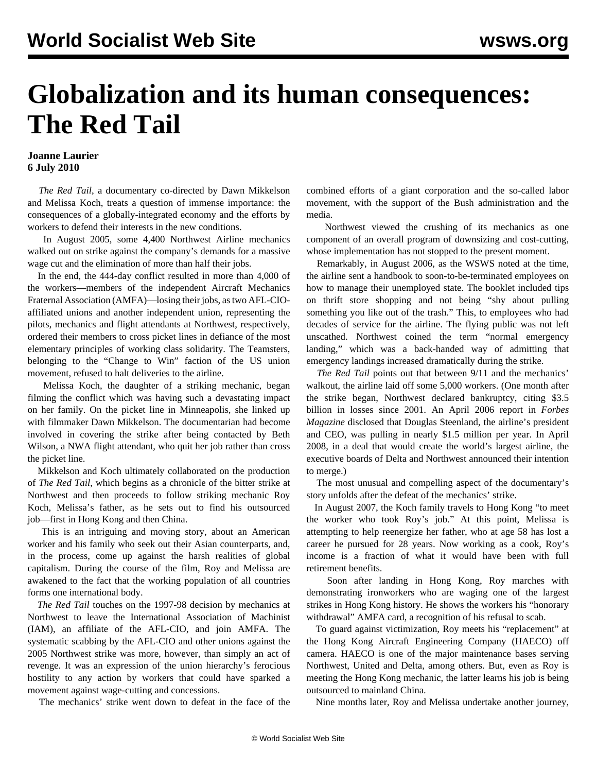# Globalization and its human consequences: The Red Tail

**Joanne Laurier**
**6 July 2010**

*The Red Tail*, a documentary co-directed by Dawn Mikkelson and Melissa Koch, treats a question of immense importance: the consequences of a globally-integrated economy and the efforts by workers to defend their interests in the new conditions.

In August 2005, some 4,400 Northwest Airline mechanics walked out on strike against the company's demands for a massive wage cut and the elimination of more than half their jobs.

In the end, the 444-day conflict resulted in more than 4,000 of the workers—members of the independent Aircraft Mechanics Fraternal Association (AMFA)—losing their jobs, as two AFL-CIO-affiliated unions and another independent union, representing the pilots, mechanics and flight attendants at Northwest, respectively, ordered their members to cross picket lines in defiance of the most elementary principles of working class solidarity. The Teamsters, belonging to the "Change to Win" faction of the US union movement, refused to halt deliveries to the airline.

Melissa Koch, the daughter of a striking mechanic, began filming the conflict which was having such a devastating impact on her family. On the picket line in Minneapolis, she linked up with filmmaker Dawn Mikkelson. The documentarian had become involved in covering the strike after being contacted by Beth Wilson, a NWA flight attendant, who quit her job rather than cross the picket line.

Mikkelson and Koch ultimately collaborated on the production of *The Red Tail*, which begins as a chronicle of the bitter strike at Northwest and then proceeds to follow striking mechanic Roy Koch, Melissa's father, as he sets out to find his outsourced job—first in Hong Kong and then China.

This is an intriguing and moving story, about an American worker and his family who seek out their Asian counterparts, and, in the process, come up against the harsh realities of global capitalism. During the course of the film, Roy and Melissa are awakened to the fact that the working population of all countries forms one international body.

*The Red Tail* touches on the 1997-98 decision by mechanics at Northwest to leave the International Association of Machinist (IAM), an affiliate of the AFL-CIO, and join AMFA. The systematic scabbing by the AFL-CIO and other unions against the 2005 Northwest strike was more, however, than simply an act of revenge. It was an expression of the union hierarchy's ferocious hostility to any action by workers that could have sparked a movement against wage-cutting and concessions.

The mechanics' strike went down to defeat in the face of the combined efforts of a giant corporation and the so-called labor movement, with the support of the Bush administration and the media.

Northwest viewed the crushing of its mechanics as one component of an overall program of downsizing and cost-cutting, whose implementation has not stopped to the present moment.

Remarkably, in August 2006, as the WSWS noted at the time, the airline sent a handbook to soon-to-be-terminated employees on how to manage their unemployed state. The booklet included tips on thrift store shopping and not being "shy about pulling something you like out of the trash." This, to employees who had decades of service for the airline. The flying public was not left unscathed. Northwest coined the term "normal emergency landing," which was a back-handed way of admitting that emergency landings increased dramatically during the strike.

*The Red Tail* points out that between 9/11 and the mechanics' walkout, the airline laid off some 5,000 workers. (One month after the strike began, Northwest declared bankruptcy, citing $3.5 billion in losses since 2001. An April 2006 report in *Forbes Magazine* disclosed that Douglas Steenland, the airline's president and CEO, was pulling in nearly $1.5 million per year. In April 2008, in a deal that would create the world's largest airline, the executive boards of Delta and Northwest announced their intention to merge.)

The most unusual and compelling aspect of the documentary's story unfolds after the defeat of the mechanics' strike.

In August 2007, the Koch family travels to Hong Kong "to meet the worker who took Roy's job." At this point, Melissa is attempting to help reenergize her father, who at age 58 has lost a career he pursued for 28 years. Now working as a cook, Roy's income is a fraction of what it would have been with full retirement benefits.

Soon after landing in Hong Kong, Roy marches with demonstrating ironworkers who are waging one of the largest strikes in Hong Kong history. He shows the workers his "honorary withdrawal" AMFA card, a recognition of his refusal to scab.

To guard against victimization, Roy meets his "replacement" at the Hong Kong Aircraft Engineering Company (HAECO) off camera. HAECO is one of the major maintenance bases serving Northwest, United and Delta, among others. But, even as Roy is meeting the Hong Kong mechanic, the latter learns his job is being outsourced to mainland China.

Nine months later, Roy and Melissa undertake another journey,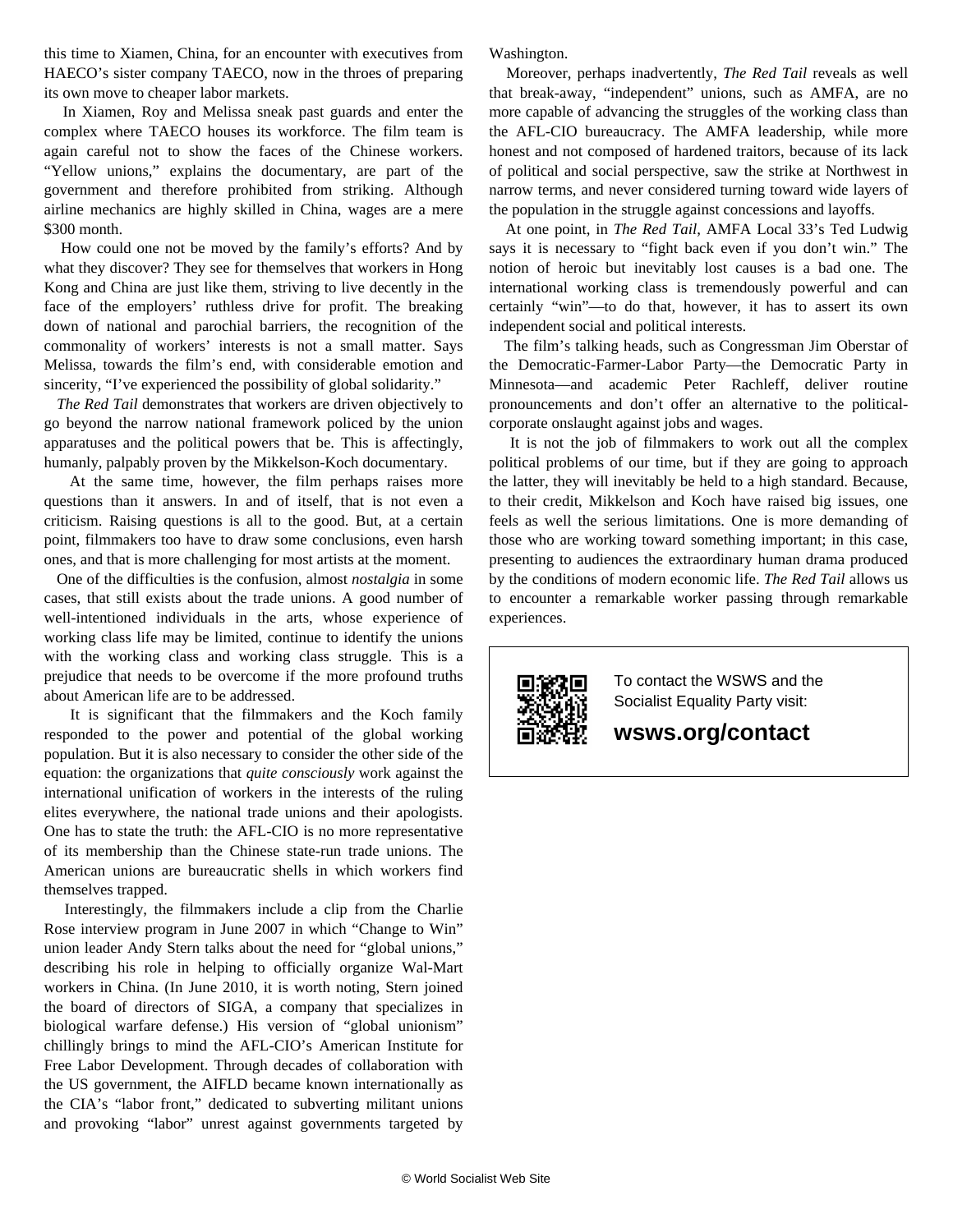this time to Xiamen, China, for an encounter with executives from HAECO's sister company TAECO, now in the throes of preparing its own move to cheaper labor markets.

In Xiamen, Roy and Melissa sneak past guards and enter the complex where TAECO houses its workforce. The film team is again careful not to show the faces of the Chinese workers. "Yellow unions," explains the documentary, are part of the government and therefore prohibited from striking. Although airline mechanics are highly skilled in China, wages are a mere $300 month.

How could one not be moved by the family's efforts? And by what they discover? They see for themselves that workers in Hong Kong and China are just like them, striving to live decently in the face of the employers' ruthless drive for profit. The breaking down of national and parochial barriers, the recognition of the commonality of workers' interests is not a small matter. Says Melissa, towards the film's end, with considerable emotion and sincerity, "I've experienced the possibility of global solidarity."

*The Red Tail* demonstrates that workers are driven objectively to go beyond the narrow national framework policed by the union apparatuses and the political powers that be. This is affectingly, humanly, palpably proven by the Mikkelson-Koch documentary.

At the same time, however, the film perhaps raises more questions than it answers. In and of itself, that is not even a criticism. Raising questions is all to the good. But, at a certain point, filmmakers too have to draw some conclusions, even harsh ones, and that is more challenging for most artists at the moment.

One of the difficulties is the confusion, almost *nostalgia* in some cases, that still exists about the trade unions. A good number of well-intentioned individuals in the arts, whose experience of working class life may be limited, continue to identify the unions with the working class and working class struggle. This is a prejudice that needs to be overcome if the more profound truths about American life are to be addressed.

It is significant that the filmmakers and the Koch family responded to the power and potential of the global working population. But it is also necessary to consider the other side of the equation: the organizations that *quite consciously* work against the international unification of workers in the interests of the ruling elites everywhere, the national trade unions and their apologists. One has to state the truth: the AFL-CIO is no more representative of its membership than the Chinese state-run trade unions. The American unions are bureaucratic shells in which workers find themselves trapped.

Interestingly, the filmmakers include a clip from the Charlie Rose interview program in June 2007 in which "Change to Win" union leader Andy Stern talks about the need for "global unions," describing his role in helping to officially organize Wal-Mart workers in China. (In June 2010, it is worth noting, Stern joined the board of directors of SIGA, a company that specializes in biological warfare defense.) His version of "global unionism" chillingly brings to mind the AFL-CIO's American Institute for Free Labor Development. Through decades of collaboration with the US government, the AIFLD became known internationally as the CIA's "labor front," dedicated to subverting militant unions and provoking "labor" unrest against governments targeted by Washington.

Moreover, perhaps inadvertently, *The Red Tail* reveals as well that break-away, "independent" unions, such as AMFA, are no more capable of advancing the struggles of the working class than the AFL-CIO bureaucracy. The AMFA leadership, while more honest and not composed of hardened traitors, because of its lack of political and social perspective, saw the strike at Northwest in narrow terms, and never considered turning toward wide layers of the population in the struggle against concessions and layoffs.

At one point, in *The Red Tail*, AMFA Local 33's Ted Ludwig says it is necessary to "fight back even if you don't win." The notion of heroic but inevitably lost causes is a bad one. The international working class is tremendously powerful and can certainly "win"—to do that, however, it has to assert its own independent social and political interests.

The film's talking heads, such as Congressman Jim Oberstar of the Democratic-Farmer-Labor Party—the Democratic Party in Minnesota—and academic Peter Rachleff, deliver routine pronouncements and don't offer an alternative to the political-corporate onslaught against jobs and wages.

It is not the job of filmmakers to work out all the complex political problems of our time, but if they are going to approach the latter, they will inevitably be held to a high standard. Because, to their credit, Mikkelson and Koch have raised big issues, one feels as well the serious limitations. One is more demanding of those who are working toward something important; in this case, presenting to audiences the extraordinary human drama produced by the conditions of modern economic life. *The Red Tail* allows us to encounter a remarkable worker passing through remarkable experiences.

To contact the WSWS and the Socialist Equality Party visit:

**wsws.org/contact**